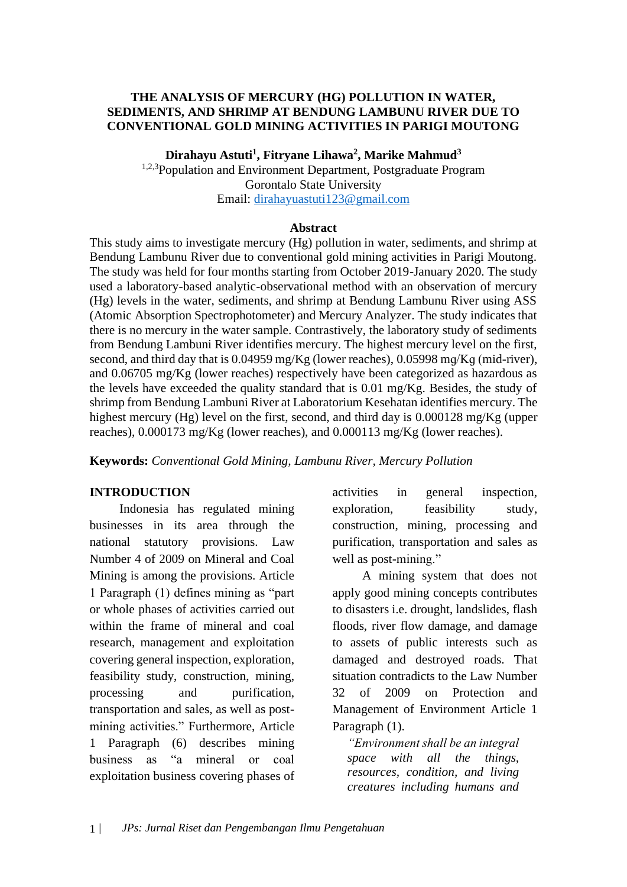# THE ANALYSIS OF MERCURY (HG) POLLUTION IN WATER, SEDIMENTS, AND SHRIMP AT BENDUNG LAMBUNU RIVER DUE TO CONVENTIONAL GOLD MINING ACTIVITIES IN PARIGI MOUTONG

**Dirahayu Astuti[1], Fitryane Lihawa[2], Marike Mahmud[3]**

[1,2,3]Population and Environment Department, Postgraduate Program
Gorontalo State University
Email: dirahayuastuti123@gmail.com

## Abstract

This study aims to investigate mercury (Hg) pollution in water, sediments, and shrimp at Bendung Lambunu River due to conventional gold mining activities in Parigi Moutong. The study was held for four months starting from October 2019-January 2020. The study used a laboratory-based analytic-observational method with an observation of mercury (Hg) levels in the water, sediments, and shrimp at Bendung Lambunu River using ASS (Atomic Absorption Spectrophotometer) and Mercury Analyzer. The study indicates that there is no mercury in the water sample. Contrastively, the laboratory study of sediments from Bendung Lambuni River identifies mercury. The highest mercury level on the first, second, and third day that is 0.04959 mg/Kg (lower reaches), 0.05998 mg/Kg (mid-river), and 0.06705 mg/Kg (lower reaches) respectively have been categorized as hazardous as the levels have exceeded the quality standard that is 0.01 mg/Kg. Besides, the study of shrimp from Bendung Lambuni River at Laboratorium Kesehatan identifies mercury. The highest mercury (Hg) level on the first, second, and third day is 0.000128 mg/Kg (upper reaches), 0.000173 mg/Kg (lower reaches), and 0.000113 mg/Kg (lower reaches).

**Keywords:** *Conventional Gold Mining, Lambunu River, Mercury Pollution*

## INTRODUCTION

Indonesia has regulated mining businesses in its area through the national statutory provisions. Law Number 4 of 2009 on Mineral and Coal Mining is among the provisions. Article 1 Paragraph (1) defines mining as "part or whole phases of activities carried out within the frame of mineral and coal research, management and exploitation covering general inspection, exploration, feasibility study, construction, mining, processing and purification, transportation and sales, as well as post-mining activities." Furthermore, Article 1 Paragraph (6) describes mining business as "a mineral or coal exploitation business covering phases of activities in general inspection, exploration, feasibility study, construction, mining, processing and purification, transportation and sales as well as post-mining."

A mining system that does not apply good mining concepts contributes to disasters i.e. drought, landslides, flash floods, river flow damage, and damage to assets of public interests such as damaged and destroyed roads. That situation contradicts to the Law Number 32 of 2009 on Protection and Management of Environment Article 1 Paragraph (1).

> *"Environment shall be an integral space with all the things, resources, condition, and living creatures including humans and*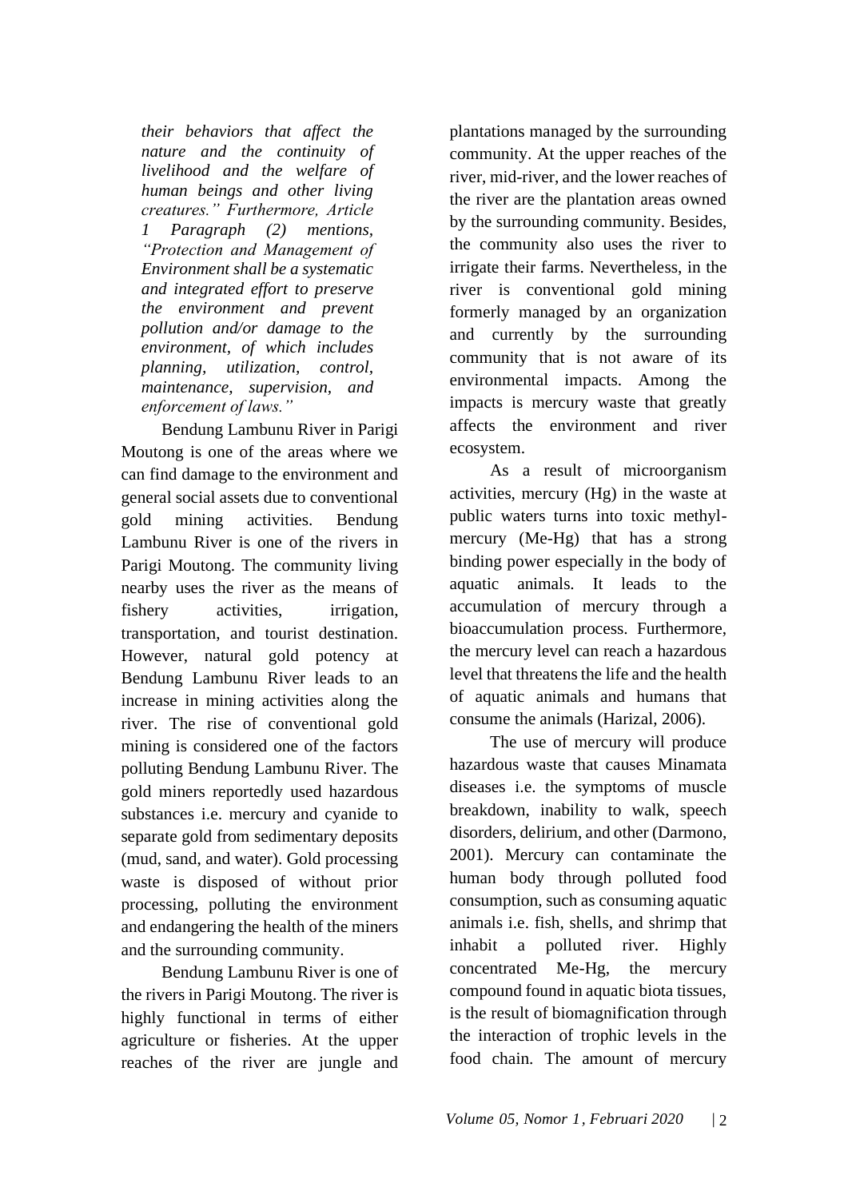*their behaviors that affect the nature and the continuity of livelihood and the welfare of human beings and other living creatures." Furthermore, Article 1 Paragraph (2) mentions, "Protection and Management of Environment shall be a systematic and integrated effort to preserve the environment and prevent pollution and/or damage to the environment, of which includes planning, utilization, control, maintenance, supervision, and enforcement of laws."*

Bendung Lambunu River in Parigi Moutong is one of the areas where we can find damage to the environment and general social assets due to conventional gold mining activities. Bendung Lambunu River is one of the rivers in Parigi Moutong. The community living nearby uses the river as the means of fishery activities, irrigation, transportation, and tourist destination. However, natural gold potency at Bendung Lambunu River leads to an increase in mining activities along the river. The rise of conventional gold mining is considered one of the factors polluting Bendung Lambunu River. The gold miners reportedly used hazardous substances i.e. mercury and cyanide to separate gold from sedimentary deposits (mud, sand, and water). Gold processing waste is disposed of without prior processing, polluting the environment and endangering the health of the miners and the surrounding community.

Bendung Lambunu River is one of the rivers in Parigi Moutong. The river is highly functional in terms of either agriculture or fisheries. At the upper reaches of the river are jungle and plantations managed by the surrounding community. At the upper reaches of the river, mid-river, and the lower reaches of the river are the plantation areas owned by the surrounding community. Besides, the community also uses the river to irrigate their farms. Nevertheless, in the river is conventional gold mining formerly managed by an organization and currently by the surrounding community that is not aware of its environmental impacts. Among the impacts is mercury waste that greatly affects the environment and river ecosystem.

As a result of microorganism activities, mercury (Hg) in the waste at public waters turns into toxic methyl-mercury (Me-Hg) that has a strong binding power especially in the body of aquatic animals. It leads to the accumulation of mercury through a bioaccumulation process. Furthermore, the mercury level can reach a hazardous level that threatens the life and the health of aquatic animals and humans that consume the animals (Harizal, 2006).

The use of mercury will produce hazardous waste that causes Minamata diseases i.e. the symptoms of muscle breakdown, inability to walk, speech disorders, delirium, and other (Darmono, 2001). Mercury can contaminate the human body through polluted food consumption, such as consuming aquatic animals i.e. fish, shells, and shrimp that inhabit a polluted river. Highly concentrated Me-Hg, the mercury compound found in aquatic biota tissues, is the result of biomagnification through the interaction of trophic levels in the food chain. The amount of mercury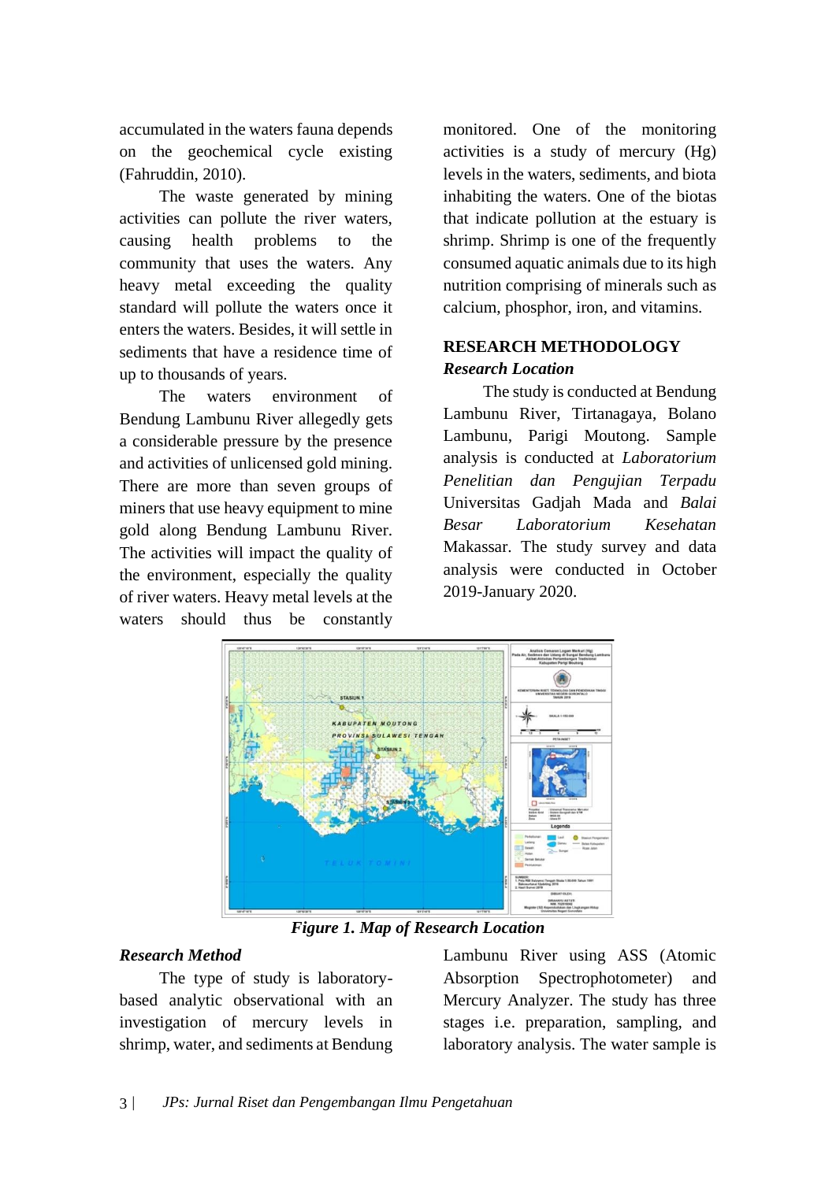accumulated in the waters fauna depends on the geochemical cycle existing (Fahruddin, 2010).

The waste generated by mining activities can pollute the river waters, causing health problems to the community that uses the waters. Any heavy metal exceeding the quality standard will pollute the waters once it enters the waters. Besides, it will settle in sediments that have a residence time of up to thousands of years.

The waters environment of Bendung Lambunu River allegedly gets a considerable pressure by the presence and activities of unlicensed gold mining. There are more than seven groups of miners that use heavy equipment to mine gold along Bendung Lambunu River. The activities will impact the quality of the environment, especially the quality of river waters. Heavy metal levels at the waters should thus be constantly monitored. One of the monitoring activities is a study of mercury (Hg) levels in the waters, sediments, and biota inhabiting the waters. One of the biotas that indicate pollution at the estuary is shrimp. Shrimp is one of the frequently consumed aquatic animals due to its high nutrition comprising of minerals such as calcium, phosphor, iron, and vitamins.

## RESEARCH METHODOLOGY

### *Research Location*

The study is conducted at Bendung Lambunu River, Tirtanagaya, Bolano Lambunu, Parigi Moutong. Sample analysis is conducted at *Laboratorium Penelitian dan Pengujian Terpadu* Universitas Gadjah Mada and *Balai Besar Laboratorium Kesehatan* Makassar. The study survey and data analysis were conducted in October 2019-January 2020.

***Figure 1. Map of Research Location***

### *Research Method*

The type of study is laboratory-based analytic observational with an investigation of mercury levels in shrimp, water, and sediments at Bendung Lambunu River using ASS (Atomic Absorption Spectrophotometer) and Mercury Analyzer. The study has three stages i.e. preparation, sampling, and laboratory analysis. The water sample is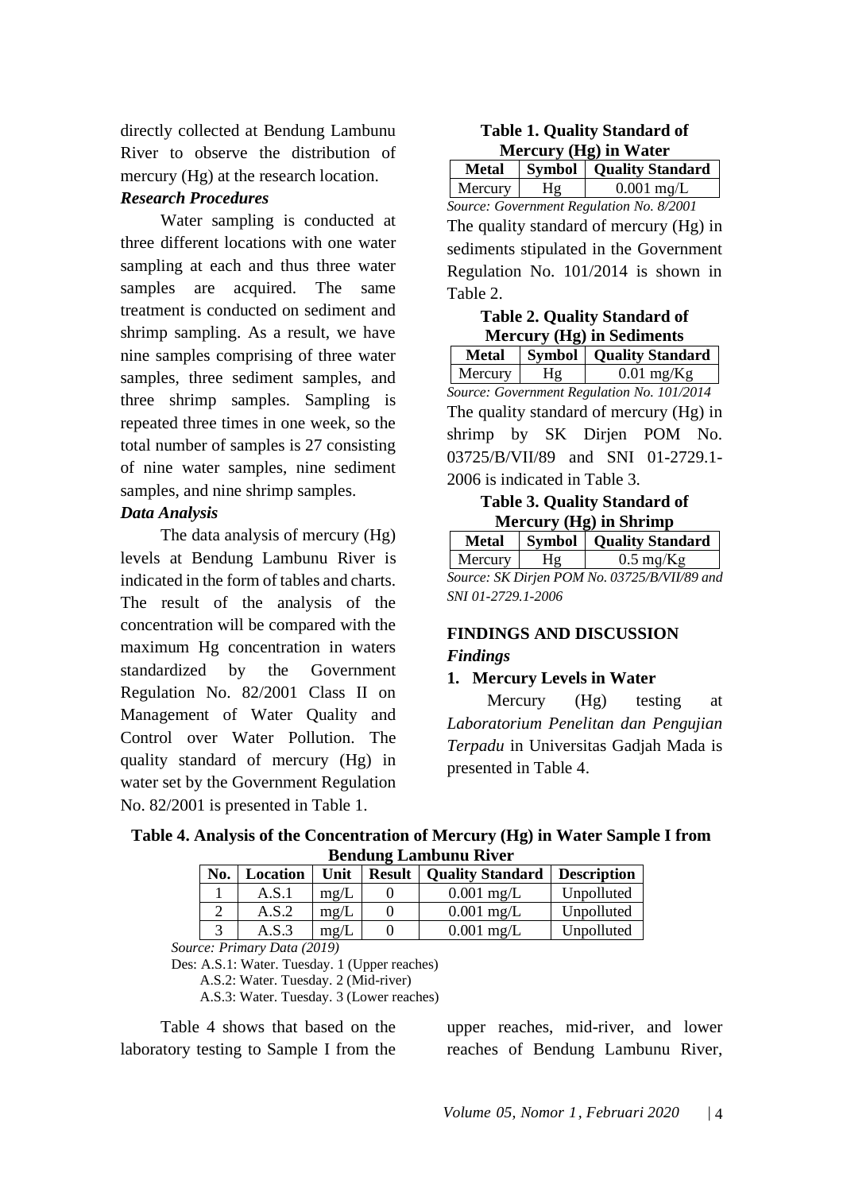directly collected at Bendung Lambunu River to observe the distribution of mercury (Hg) at the research location.

***Research Procedures***

Water sampling is conducted at three different locations with one water sampling at each and thus three water samples are acquired. The same treatment is conducted on sediment and shrimp sampling. As a result, we have nine samples comprising of three water samples, three sediment samples, and three shrimp samples. Sampling is repeated three times in one week, so the total number of samples is 27 consisting of nine water samples, nine sediment samples, and nine shrimp samples.

***Data Analysis***

The data analysis of mercury (Hg) levels at Bendung Lambunu River is indicated in the form of tables and charts. The result of the analysis of the concentration will be compared with the maximum Hg concentration in waters standardized by the Government Regulation No. 82/2001 Class II on Management of Water Quality and Control over Water Pollution. The quality standard of mercury (Hg) in water set by the Government Regulation No. 82/2001 is presented in Table 1.

**Table 1. Quality Standard of Mercury (Hg) in Water**

| Metal | Symbol | Quality Standard |
|---|---|---|
| Mercury | Hg | 0.001 mg/L |

*Source: Government Regulation No. 8/2001*

The quality standard of mercury (Hg) in sediments stipulated in the Government Regulation No. 101/2014 is shown in Table 2.

**Table 2. Quality Standard of Mercury (Hg) in Sediments**

| Metal | Symbol | Quality Standard |
|---|---|---|
| Mercury | Hg | 0.01 mg/Kg |

*Source: Government Regulation No. 101/2014*

The quality standard of mercury (Hg) in shrimp by SK Dirjen POM No. 03725/B/VII/89 and SNI 01-2729.1-2006 is indicated in Table 3.

**Table 3. Quality Standard of Mercury (Hg) in Shrimp**

| Metal | Symbol | Quality Standard |
|---|---|---|
| Mercury | Hg | 0.5 mg/Kg |

*Source: SK Dirjen POM No. 03725/B/VII/89 and SNI 01-2729.1-2006*

## FINDINGS AND DISCUSSION

***Findings***

**1. Mercury Levels in Water**

Mercury (Hg) testing at *Laboratorium Penelitan dan Pengujian Terpadu* in Universitas Gadjah Mada is presented in Table 4.

**Table 4. Analysis of the Concentration of Mercury (Hg) in Water Sample I from Bendung Lambunu River**

| No. | Location | Unit | Result | Quality Standard | Description |
|---|---|---|---|---|---|
| 1 | A.S.1 | mg/L | 0 | 0.001 mg/L | Unpolluted |
| 2 | A.S.2 | mg/L | 0 | 0.001 mg/L | Unpolluted |
| 3 | A.S.3 | mg/L | 0 | 0.001 mg/L | Unpolluted |

*Source: Primary Data (2019)*

Des: A.S.1: Water. Tuesday. 1 (Upper reaches)
A.S.2: Water. Tuesday. 2 (Mid-river)
A.S.3: Water. Tuesday. 3 (Lower reaches)

Table 4 shows that based on the laboratory testing to Sample I from the upper reaches, mid-river, and lower reaches of Bendung Lambunu River,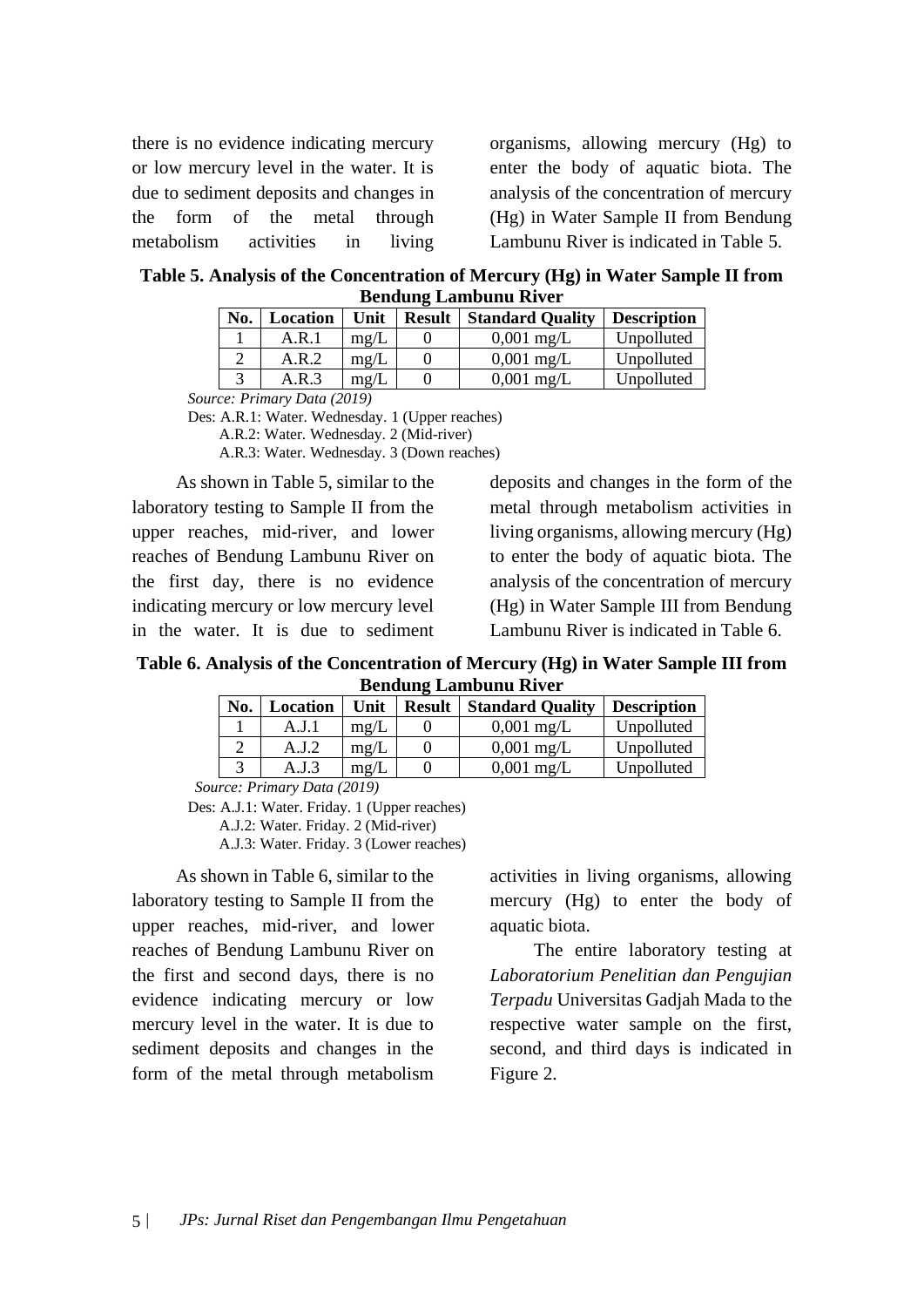there is no evidence indicating mercury or low mercury level in the water. It is due to sediment deposits and changes in the form of the metal through metabolism activities in living organisms, allowing mercury (Hg) to enter the body of aquatic biota. The analysis of the concentration of mercury (Hg) in Water Sample II from Bendung Lambunu River is indicated in Table 5.

**Table 5. Analysis of the Concentration of Mercury (Hg) in Water Sample II from Bendung Lambunu River**

| No. | Location | Unit | Result | Standard Quality | Description |
|---|---|---|---|---|---|
| 1 | A.R.1 | mg/L | 0 | 0,001 mg/L | Unpolluted |
| 2 | A.R.2 | mg/L | 0 | 0,001 mg/L | Unpolluted |
| 3 | A.R.3 | mg/L | 0 | 0,001 mg/L | Unpolluted |

*Source: Primary Data (2019)*

Des: A.R.1: Water. Wednesday. 1 (Upper reaches)
A.R.2: Water. Wednesday. 2 (Mid-river)
A.R.3: Water. Wednesday. 3 (Down reaches)

As shown in Table 5, similar to the laboratory testing to Sample II from the upper reaches, mid-river, and lower reaches of Bendung Lambunu River on the first day, there is no evidence indicating mercury or low mercury level in the water. It is due to sediment deposits and changes in the form of the metal through metabolism activities in living organisms, allowing mercury (Hg) to enter the body of aquatic biota. The analysis of the concentration of mercury (Hg) in Water Sample III from Bendung Lambunu River is indicated in Table 6.

**Table 6. Analysis of the Concentration of Mercury (Hg) in Water Sample III from Bendung Lambunu River**

| No. | Location | Unit | Result | Standard Quality | Description |
|---|---|---|---|---|---|
| 1 | A.J.1 | mg/L | 0 | 0,001 mg/L | Unpolluted |
| 2 | A.J.2 | mg/L | 0 | 0,001 mg/L | Unpolluted |
| 3 | A.J.3 | mg/L | 0 | 0,001 mg/L | Unpolluted |

*Source: Primary Data (2019)*

Des: A.J.1: Water. Friday. 1 (Upper reaches)
A.J.2: Water. Friday. 2 (Mid-river)
A.J.3: Water. Friday. 3 (Lower reaches)

As shown in Table 6, similar to the laboratory testing to Sample II from the upper reaches, mid-river, and lower reaches of Bendung Lambunu River on the first and second days, there is no evidence indicating mercury or low mercury level in the water. It is due to sediment deposits and changes in the form of the metal through metabolism activities in living organisms, allowing mercury (Hg) to enter the body of aquatic biota.

The entire laboratory testing at *Laboratorium Penelitian dan Pengujian Terpadu* Universitas Gadjah Mada to the respective water sample on the first, second, and third days is indicated in Figure 2.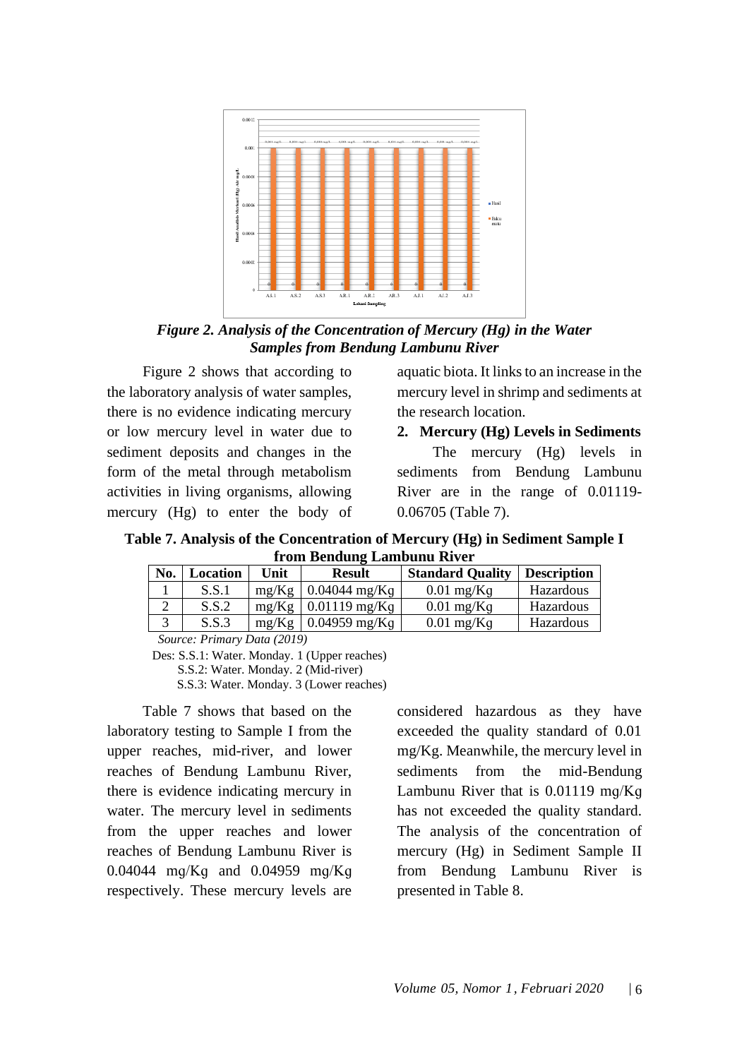*Figure 2. Analysis of the Concentration of Mercury (Hg) in the Water Samples from Bendung Lambunu River*

Figure 2 shows that according to the laboratory analysis of water samples, there is no evidence indicating mercury or low mercury level in water due to sediment deposits and changes in the form of the metal through metabolism activities in living organisms, allowing mercury (Hg) to enter the body of aquatic biota. It links to an increase in the mercury level in shrimp and sediments at the research location.

**2. Mercury (Hg) Levels in Sediments**

The mercury (Hg) levels in sediments from Bendung Lambunu River are in the range of 0.01119-0.06705 (Table 7).

**Table 7. Analysis of the Concentration of Mercury (Hg) in Sediment Sample I from Bendung Lambunu River**

| No. | Location | Unit | Result | Standard Quality | Description |
|---|---|---|---|---|---|
| 1 | S.S.1 | mg/Kg | 0.04044 mg/Kg | 0.01 mg/Kg | Hazardous |
| 2 | S.S.2 | mg/Kg | 0.01119 mg/Kg | 0.01 mg/Kg | Hazardous |
| 3 | S.S.3 | mg/Kg | 0.04959 mg/Kg | 0.01 mg/Kg | Hazardous |

*Source: Primary Data (2019)*

Des: S.S.1: Water. Monday. 1 (Upper reaches)
S.S.2: Water. Monday. 2 (Mid-river)
S.S.3: Water. Monday. 3 (Lower reaches)

Table 7 shows that based on the laboratory testing to Sample I from the upper reaches, mid-river, and lower reaches of Bendung Lambunu River, there is evidence indicating mercury in water. The mercury level in sediments from the upper reaches and lower reaches of Bendung Lambunu River is 0.04044 mg/Kg and 0.04959 mg/Kg respectively. These mercury levels are considered hazardous as they have exceeded the quality standard of 0.01 mg/Kg. Meanwhile, the mercury level in sediments from the mid-Bendung Lambunu River that is 0.01119 mg/Kg has not exceeded the quality standard. The analysis of the concentration of mercury (Hg) in Sediment Sample II from Bendung Lambunu River is presented in Table 8.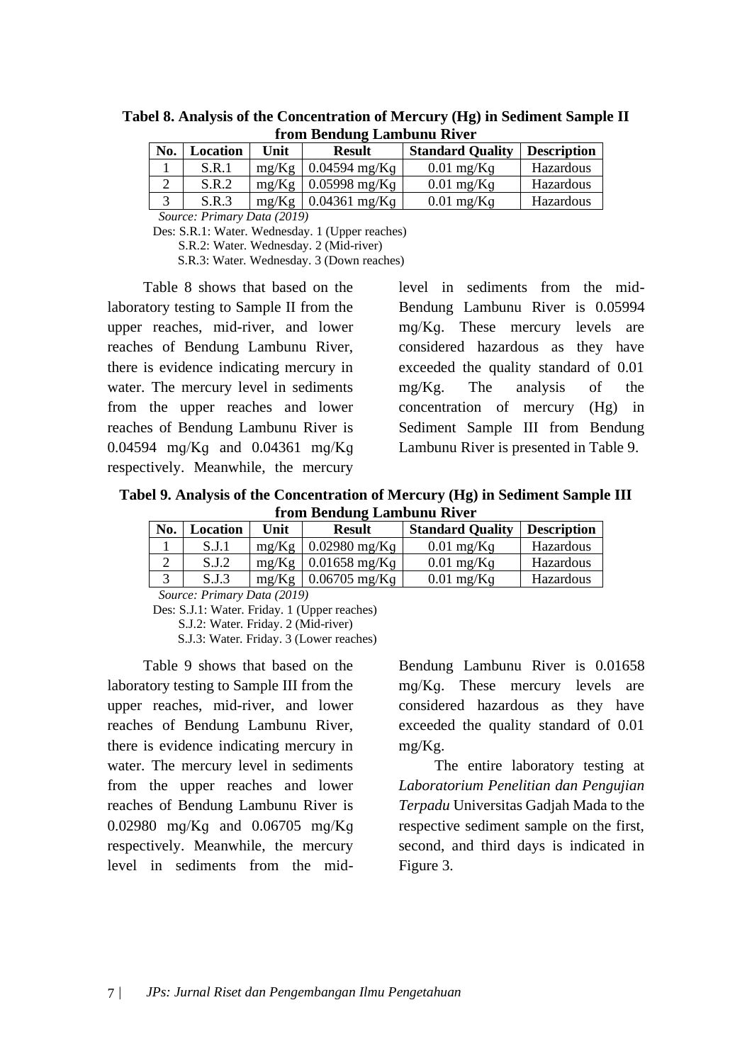**Tabel 8. Analysis of the Concentration of Mercury (Hg) in Sediment Sample II from Bendung Lambunu River**

| No. | Location | Unit | Result | Standard Quality | Description |
|---|---|---|---|---|---|
| 1 | S.R.1 | mg/Kg | 0.04594 mg/Kg | 0.01 mg/Kg | Hazardous |
| 2 | S.R.2 | mg/Kg | 0.05998 mg/Kg | 0.01 mg/Kg | Hazardous |
| 3 | S.R.3 | mg/Kg | 0.04361 mg/Kg | 0.01 mg/Kg | Hazardous |

*Source: Primary Data (2019)*

Des: S.R.1: Water. Wednesday. 1 (Upper reaches)
S.R.2: Water. Wednesday. 2 (Mid-river)
S.R.3: Water. Wednesday. 3 (Down reaches)

Table 8 shows that based on the laboratory testing to Sample II from the upper reaches, mid-river, and lower reaches of Bendung Lambunu River, there is evidence indicating mercury in water. The mercury level in sediments from the upper reaches and lower reaches of Bendung Lambunu River is 0.04594 mg/Kg and 0.04361 mg/Kg respectively. Meanwhile, the mercury level in sediments from the mid-Bendung Lambunu River is 0.05994 mg/Kg. These mercury levels are considered hazardous as they have exceeded the quality standard of 0.01 mg/Kg. The analysis of the concentration of mercury (Hg) in Sediment Sample III from Bendung Lambunu River is presented in Table 9.

**Tabel 9. Analysis of the Concentration of Mercury (Hg) in Sediment Sample III from Bendung Lambunu River**

| No. | Location | Unit | Result | Standard Quality | Description |
|---|---|---|---|---|---|
| 1 | S.J.1 | mg/Kg | 0.02980 mg/Kg | 0.01 mg/Kg | Hazardous |
| 2 | S.J.2 | mg/Kg | 0.01658 mg/Kg | 0.01 mg/Kg | Hazardous |
| 3 | S.J.3 | mg/Kg | 0.06705 mg/Kg | 0.01 mg/Kg | Hazardous |

*Source: Primary Data (2019)*

Des: S.J.1: Water. Friday. 1 (Upper reaches)
S.J.2: Water. Friday. 2 (Mid-river)
S.J.3: Water. Friday. 3 (Lower reaches)

Table 9 shows that based on the laboratory testing to Sample III from the upper reaches, mid-river, and lower reaches of Bendung Lambunu River, there is evidence indicating mercury in water. The mercury level in sediments from the upper reaches and lower reaches of Bendung Lambunu River is 0.02980 mg/Kg and 0.06705 mg/Kg respectively. Meanwhile, the mercury level in sediments from the mid-Bendung Lambunu River is 0.01658 mg/Kg. These mercury levels are considered hazardous as they have exceeded the quality standard of 0.01 mg/Kg.

The entire laboratory testing at *Laboratorium Penelitian dan Pengujian Terpadu* Universitas Gadjah Mada to the respective sediment sample on the first, second, and third days is indicated in Figure 3.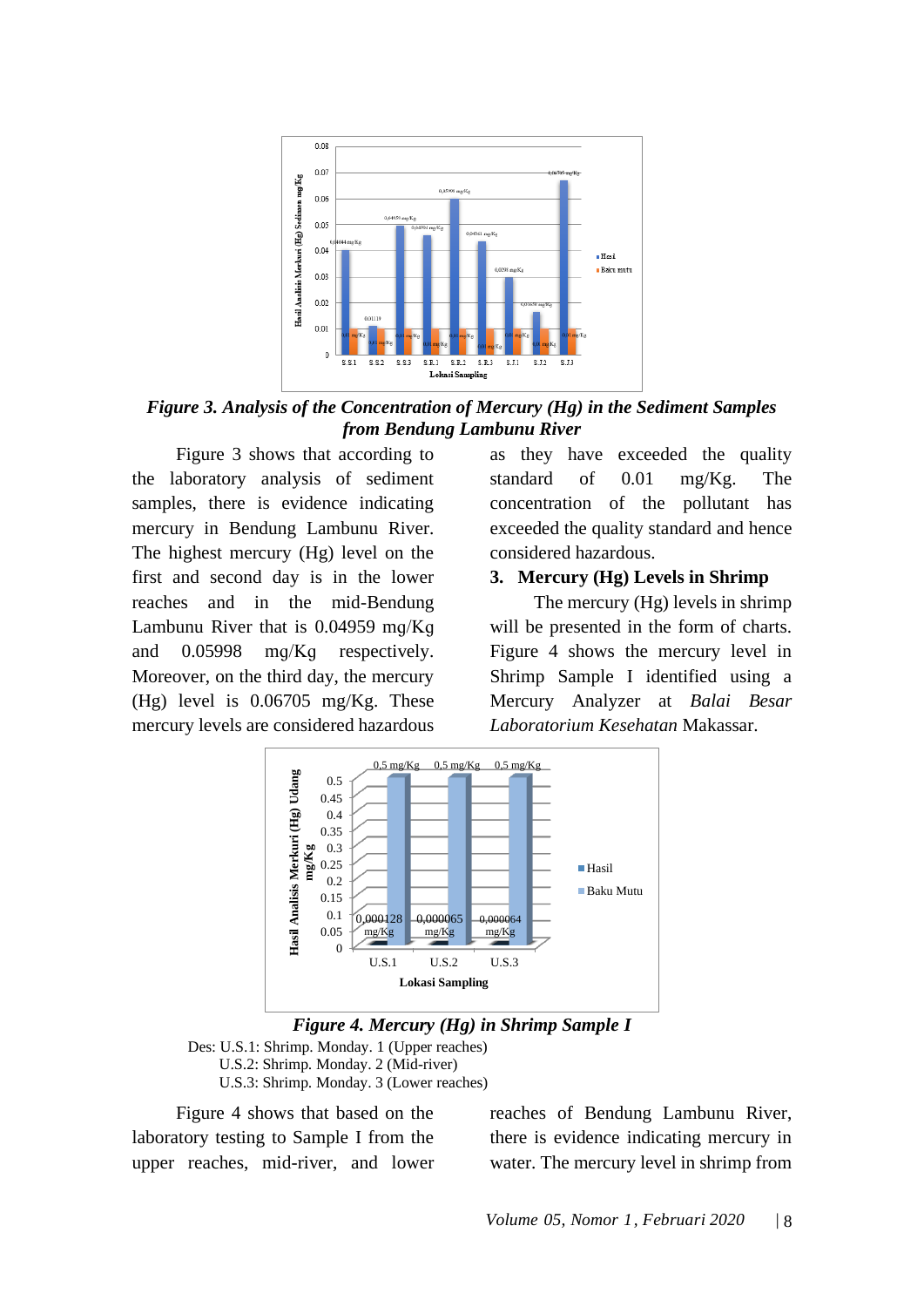*Figure 3. Analysis of the Concentration of Mercury (Hg) in the Sediment Samples from Bendung Lambunu River*

Figure 3 shows that according to the laboratory analysis of sediment samples, there is evidence indicating mercury in Bendung Lambunu River. The highest mercury (Hg) level on the first and second day is in the lower reaches and in the mid-Bendung Lambunu River that is 0.04959 mg/Kg and 0.05998 mg/Kg respectively. Moreover, on the third day, the mercury (Hg) level is 0.06705 mg/Kg. These mercury levels are considered hazardous as they have exceeded the quality standard of 0.01 mg/Kg. The concentration of the pollutant has exceeded the quality standard and hence considered hazardous.

### 3. Mercury (Hg) Levels in Shrimp

The mercury (Hg) levels in shrimp will be presented in the form of charts. Figure 4 shows the mercury level in Shrimp Sample I identified using a Mercury Analyzer at *Balai Besar Laboratorium Kesehatan* Makassar.

*Figure 4. Mercury (Hg) in Shrimp Sample I*

Des: U.S.1: Shrimp. Monday. 1 (Upper reaches)
U.S.2: Shrimp. Monday. 2 (Mid-river)
U.S.3: Shrimp. Monday. 3 (Lower reaches)

Figure 4 shows that based on the laboratory testing to Sample I from the upper reaches, mid-river, and lower reaches of Bendung Lambunu River, there is evidence indicating mercury in water. The mercury level in shrimp from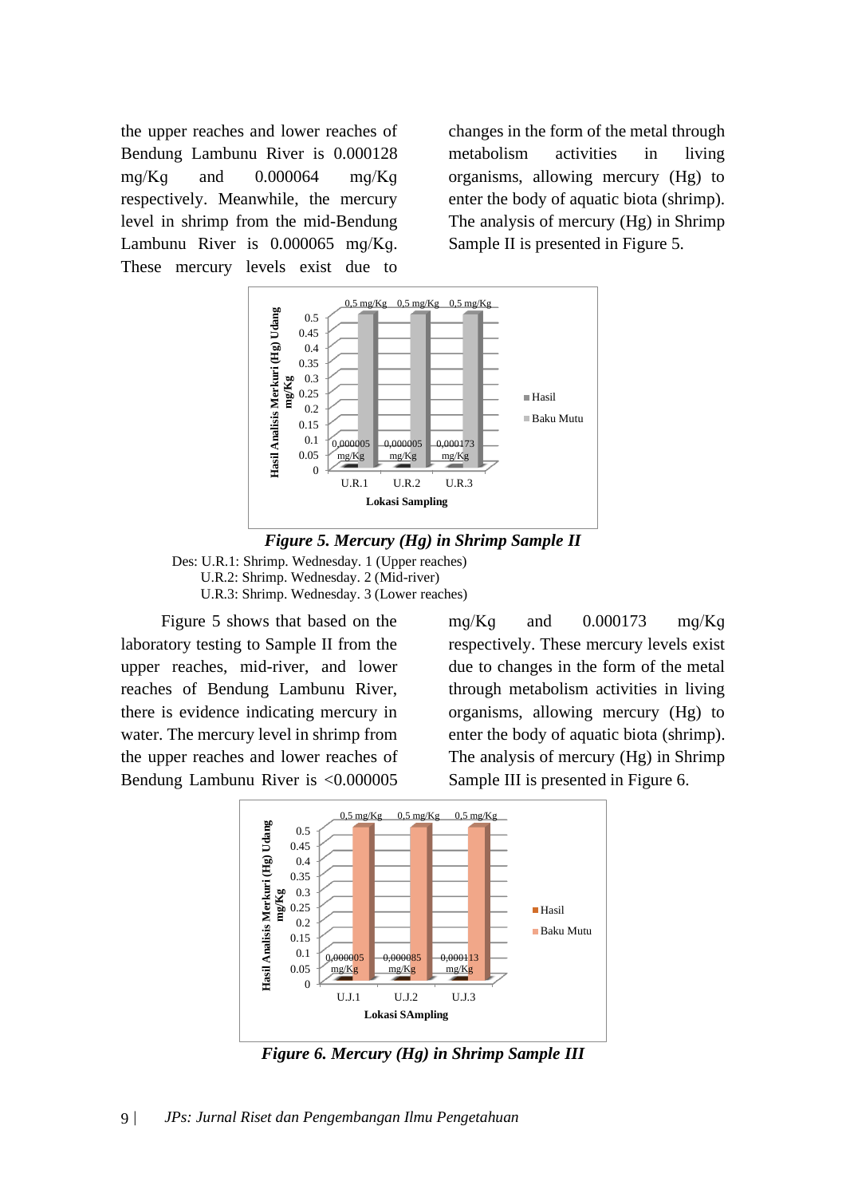the upper reaches and lower reaches of Bendung Lambunu River is 0.000128 mg/Kg and 0.000064 mg/Kg respectively. Meanwhile, the mercury level in shrimp from the mid-Bendung Lambunu River is 0.000065 mg/Kg. These mercury levels exist due to changes in the form of the metal through metabolism activities in living organisms, allowing mercury (Hg) to enter the body of aquatic biota (shrimp). The analysis of mercury (Hg) in Shrimp Sample II is presented in Figure 5.

***Figure 5. Mercury (Hg) in Shrimp Sample II***

Des: U.R.1: Shrimp. Wednesday. 1 (Upper reaches)
U.R.2: Shrimp. Wednesday. 2 (Mid-river)
U.R.3: Shrimp. Wednesday. 3 (Lower reaches)

Figure 5 shows that based on the laboratory testing to Sample II from the upper reaches, mid-river, and lower reaches of Bendung Lambunu River, there is evidence indicating mercury in water. The mercury level in shrimp from the upper reaches and lower reaches of Bendung Lambunu River is <0.000005 mg/Kg and 0.000173 mg/Kg respectively. These mercury levels exist due to changes in the form of the metal through metabolism activities in living organisms, allowing mercury (Hg) to enter the body of aquatic biota (shrimp). The analysis of mercury (Hg) in Shrimp Sample III is presented in Figure 6.

***Figure 6. Mercury (Hg) in Shrimp Sample III***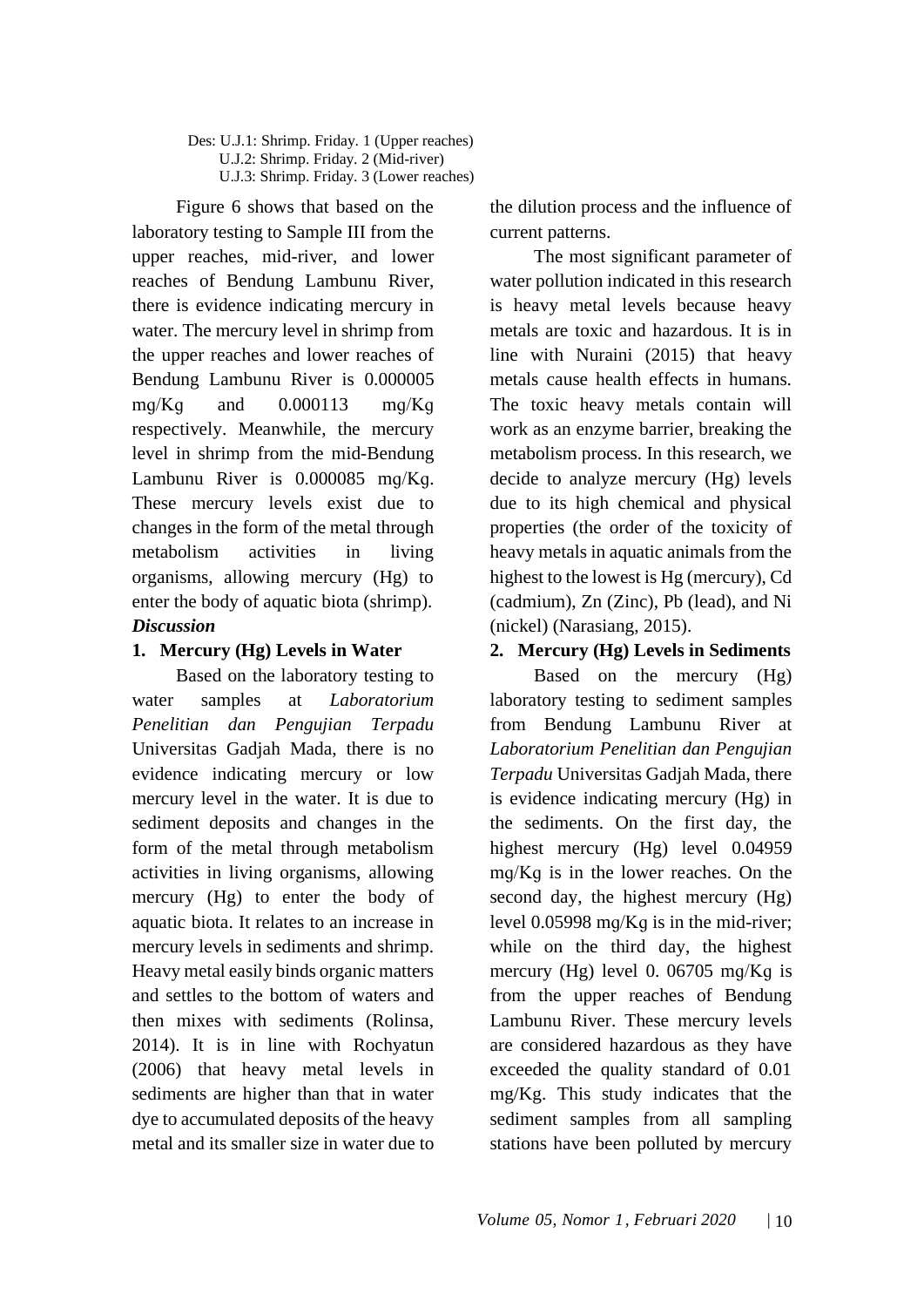Des: U.J.1: Shrimp. Friday. 1 (Upper reaches)
U.J.2: Shrimp. Friday. 2 (Mid-river)
U.J.3: Shrimp. Friday. 3 (Lower reaches)

Figure 6 shows that based on the laboratory testing to Sample III from the upper reaches, mid-river, and lower reaches of Bendung Lambunu River, there is evidence indicating mercury in water. The mercury level in shrimp from the upper reaches and lower reaches of Bendung Lambunu River is 0.000005 mg/Kg and 0.000113 mg/Kg respectively. Meanwhile, the mercury level in shrimp from the mid-Bendung Lambunu River is 0.000085 mg/Kg. These mercury levels exist due to changes in the form of the metal through metabolism activities in living organisms, allowing mercury (Hg) to enter the body of aquatic biota (shrimp).

***Discussion***

**1. Mercury (Hg) Levels in Water**

Based on the laboratory testing to water samples at *Laboratorium Penelitian dan Pengujian Terpadu* Universitas Gadjah Mada, there is no evidence indicating mercury or low mercury level in the water. It is due to sediment deposits and changes in the form of the metal through metabolism activities in living organisms, allowing mercury (Hg) to enter the body of aquatic biota. It relates to an increase in mercury levels in sediments and shrimp. Heavy metal easily binds organic matters and settles to the bottom of waters and then mixes with sediments (Rolinsa, 2014). It is in line with Rochyatun (2006) that heavy metal levels in sediments are higher than that in water dye to accumulated deposits of the heavy metal and its smaller size in water due to the dilution process and the influence of current patterns.

The most significant parameter of water pollution indicated in this research is heavy metal levels because heavy metals are toxic and hazardous. It is in line with Nuraini (2015) that heavy metals cause health effects in humans. The toxic heavy metals contain will work as an enzyme barrier, breaking the metabolism process. In this research, we decide to analyze mercury (Hg) levels due to its high chemical and physical properties (the order of the toxicity of heavy metals in aquatic animals from the highest to the lowest is Hg (mercury), Cd (cadmium), Zn (Zinc), Pb (lead), and Ni (nickel) (Narasiang, 2015).

**2. Mercury (Hg) Levels in Sediments**

Based on the mercury (Hg) laboratory testing to sediment samples from Bendung Lambunu River at *Laboratorium Penelitian dan Pengujian Terpadu* Universitas Gadjah Mada, there is evidence indicating mercury (Hg) in the sediments. On the first day, the highest mercury (Hg) level 0.04959 mg/Kg is in the lower reaches. On the second day, the highest mercury (Hg) level 0.05998 mg/Kg is in the mid-river; while on the third day, the highest mercury (Hg) level 0. 06705 mg/Kg is from the upper reaches of Bendung Lambunu River. These mercury levels are considered hazardous as they have exceeded the quality standard of 0.01 mg/Kg. This study indicates that the sediment samples from all sampling stations have been polluted by mercury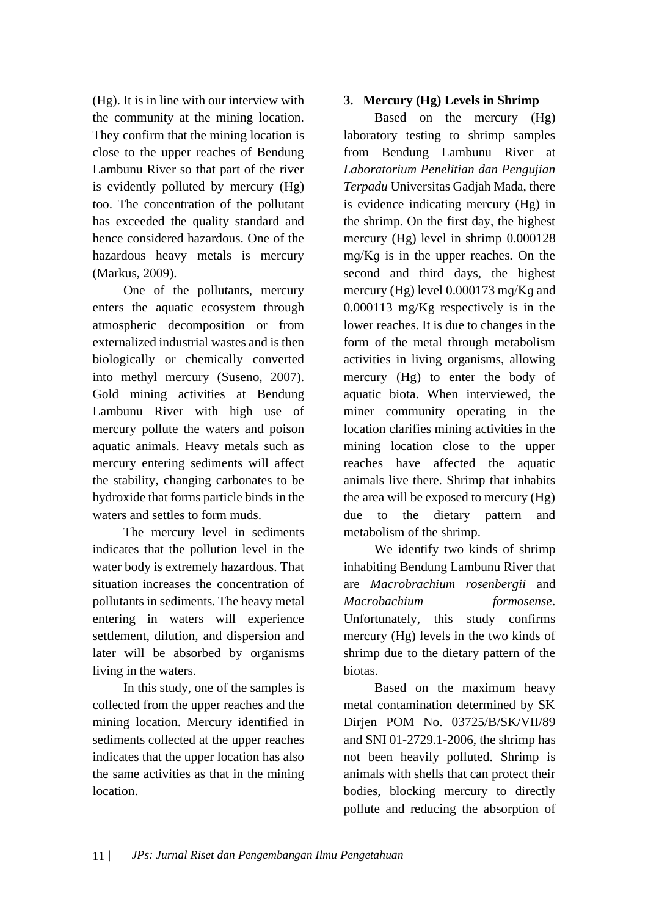(Hg). It is in line with our interview with the community at the mining location. They confirm that the mining location is close to the upper reaches of Bendung Lambunu River so that part of the river is evidently polluted by mercury (Hg) too. The concentration of the pollutant has exceeded the quality standard and hence considered hazardous. One of the hazardous heavy metals is mercury (Markus, 2009).

One of the pollutants, mercury enters the aquatic ecosystem through atmospheric decomposition or from externalized industrial wastes and is then biologically or chemically converted into methyl mercury (Suseno, 2007). Gold mining activities at Bendung Lambunu River with high use of mercury pollute the waters and poison aquatic animals. Heavy metals such as mercury entering sediments will affect the stability, changing carbonates to be hydroxide that forms particle binds in the waters and settles to form muds.

The mercury level in sediments indicates that the pollution level in the water body is extremely hazardous. That situation increases the concentration of pollutants in sediments. The heavy metal entering in waters will experience settlement, dilution, and dispersion and later will be absorbed by organisms living in the waters.

In this study, one of the samples is collected from the upper reaches and the mining location. Mercury identified in sediments collected at the upper reaches indicates that the upper location has also the same activities as that in the mining location.

### 3. Mercury (Hg) Levels in Shrimp

Based on the mercury (Hg) laboratory testing to shrimp samples from Bendung Lambunu River at *Laboratorium Penelitian dan Pengujian Terpadu* Universitas Gadjah Mada, there is evidence indicating mercury (Hg) in the shrimp. On the first day, the highest mercury (Hg) level in shrimp 0.000128 mg/Kg is in the upper reaches. On the second and third days, the highest mercury (Hg) level 0.000173 mg/Kg and 0.000113 mg/Kg respectively is in the lower reaches. It is due to changes in the form of the metal through metabolism activities in living organisms, allowing mercury (Hg) to enter the body of aquatic biota. When interviewed, the miner community operating in the location clarifies mining activities in the mining location close to the upper reaches have affected the aquatic animals live there. Shrimp that inhabits the area will be exposed to mercury (Hg) due to the dietary pattern and metabolism of the shrimp.

We identify two kinds of shrimp inhabiting Bendung Lambunu River that are *Macrobrachium rosenbergii* and *Macrobachium formosense*. Unfortunately, this study confirms mercury (Hg) levels in the two kinds of shrimp due to the dietary pattern of the biotas.

Based on the maximum heavy metal contamination determined by SK Dirjen POM No. 03725/B/SK/VII/89 and SNI 01-2729.1-2006, the shrimp has not been heavily polluted. Shrimp is animals with shells that can protect their bodies, blocking mercury to directly pollute and reducing the absorption of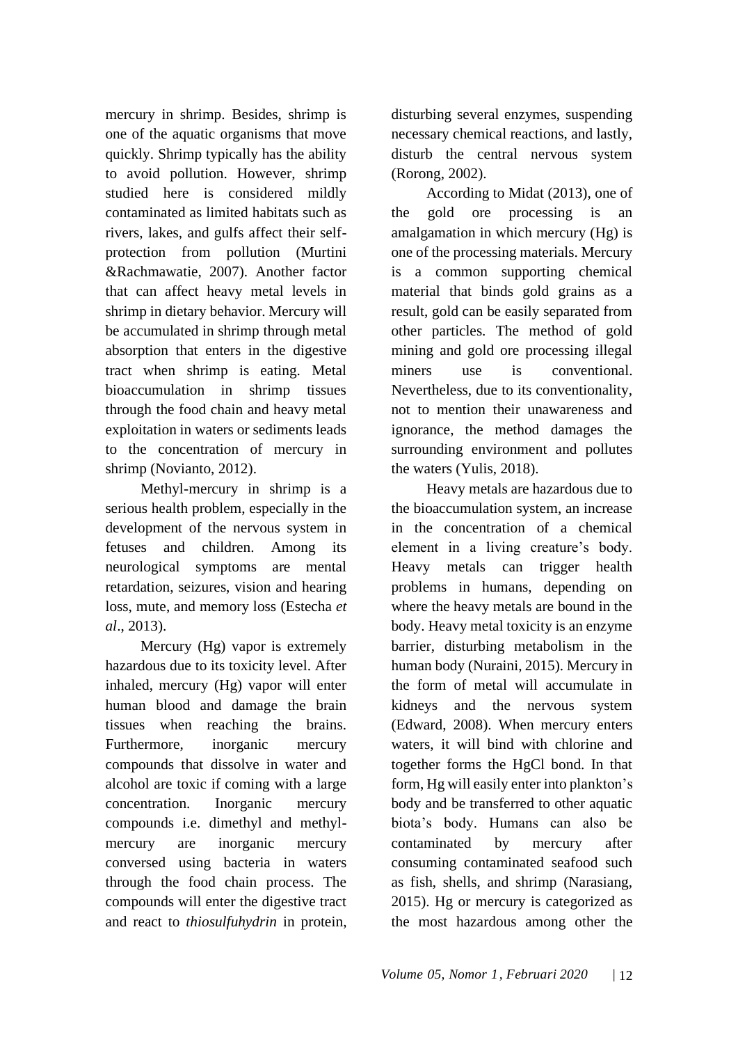mercury in shrimp. Besides, shrimp is one of the aquatic organisms that move quickly. Shrimp typically has the ability to avoid pollution. However, shrimp studied here is considered mildly contaminated as limited habitats such as rivers, lakes, and gulfs affect their self-protection from pollution (Murtini &Rachmawatie, 2007). Another factor that can affect heavy metal levels in shrimp in dietary behavior. Mercury will be accumulated in shrimp through metal absorption that enters in the digestive tract when shrimp is eating. Metal bioaccumulation in shrimp tissues through the food chain and heavy metal exploitation in waters or sediments leads to the concentration of mercury in shrimp (Novianto, 2012).

Methyl-mercury in shrimp is a serious health problem, especially in the development of the nervous system in fetuses and children. Among its neurological symptoms are mental retardation, seizures, vision and hearing loss, mute, and memory loss (Estecha *et al*., 2013).

Mercury (Hg) vapor is extremely hazardous due to its toxicity level. After inhaled, mercury (Hg) vapor will enter human blood and damage the brain tissues when reaching the brains. Furthermore, inorganic mercury compounds that dissolve in water and alcohol are toxic if coming with a large concentration. Inorganic mercury compounds i.e. dimethyl and methyl-mercury are inorganic mercury conversed using bacteria in waters through the food chain process. The compounds will enter the digestive tract and react to *thiosulfuhydrin* in protein, disturbing several enzymes, suspending necessary chemical reactions, and lastly, disturb the central nervous system (Rorong, 2002).

According to Midat (2013), one of the gold ore processing is an amalgamation in which mercury (Hg) is one of the processing materials. Mercury is a common supporting chemical material that binds gold grains as a result, gold can be easily separated from other particles. The method of gold mining and gold ore processing illegal miners use is conventional. Nevertheless, due to its conventionality, not to mention their unawareness and ignorance, the method damages the surrounding environment and pollutes the waters (Yulis, 2018).

Heavy metals are hazardous due to the bioaccumulation system, an increase in the concentration of a chemical element in a living creature's body. Heavy metals can trigger health problems in humans, depending on where the heavy metals are bound in the body. Heavy metal toxicity is an enzyme barrier, disturbing metabolism in the human body (Nuraini, 2015). Mercury in the form of metal will accumulate in kidneys and the nervous system (Edward, 2008). When mercury enters waters, it will bind with chlorine and together forms the HgCl bond. In that form, Hg will easily enter into plankton's body and be transferred to other aquatic biota's body. Humans can also be contaminated by mercury after consuming contaminated seafood such as fish, shells, and shrimp (Narasiang, 2015). Hg or mercury is categorized as the most hazardous among other the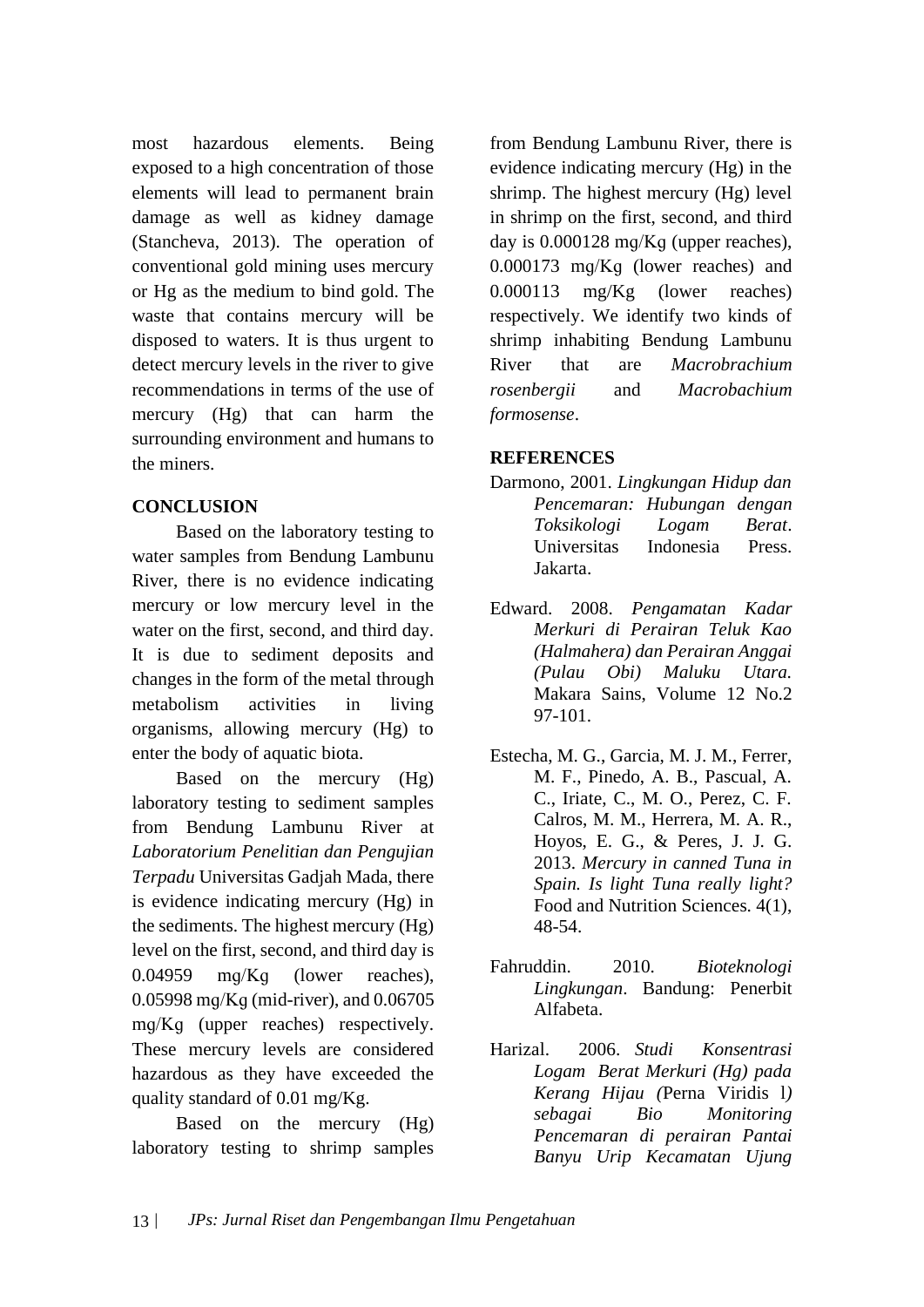most hazardous elements. Being exposed to a high concentration of those elements will lead to permanent brain damage as well as kidney damage (Stancheva, 2013). The operation of conventional gold mining uses mercury or Hg as the medium to bind gold. The waste that contains mercury will be disposed to waters. It is thus urgent to detect mercury levels in the river to give recommendations in terms of the use of mercury (Hg) that can harm the surrounding environment and humans to the miners.

## CONCLUSION

Based on the laboratory testing to water samples from Bendung Lambunu River, there is no evidence indicating mercury or low mercury level in the water on the first, second, and third day. It is due to sediment deposits and changes in the form of the metal through metabolism activities in living organisms, allowing mercury (Hg) to enter the body of aquatic biota.

Based on the mercury (Hg) laboratory testing to sediment samples from Bendung Lambunu River at *Laboratorium Penelitian dan Pengujian Terpadu* Universitas Gadjah Mada, there is evidence indicating mercury (Hg) in the sediments. The highest mercury (Hg) level on the first, second, and third day is 0.04959 mg/Kg (lower reaches), 0.05998 mg/Kg (mid-river), and 0.06705 mg/Kg (upper reaches) respectively. These mercury levels are considered hazardous as they have exceeded the quality standard of 0.01 mg/Kg.

Based on the mercury (Hg) laboratory testing to shrimp samples from Bendung Lambunu River, there is evidence indicating mercury (Hg) in the shrimp. The highest mercury (Hg) level in shrimp on the first, second, and third day is 0.000128 mg/Kg (upper reaches), 0.000173 mg/Kg (lower reaches) and 0.000113 mg/Kg (lower reaches) respectively. We identify two kinds of shrimp inhabiting Bendung Lambunu River that are *Macrobrachium rosenbergii* and *Macrobachium formosense*.

## REFERENCES

Darmono, 2001. *Lingkungan Hidup dan Pencemaran: Hubungan dengan Toksikologi Logam Berat*. Universitas Indonesia Press. Jakarta.

Edward. 2008. *Pengamatan Kadar Merkuri di Perairan Teluk Kao (Halmahera) dan Perairan Anggai (Pulau Obi) Maluku Utara.* Makara Sains, Volume 12 No.2 97-101.

Estecha, M. G., Garcia, M. J. M., Ferrer, M. F., Pinedo, A. B., Pascual, A. C., Iriate, C., M. O., Perez, C. F. Calros, M. M., Herrera, M. A. R., Hoyos, E. G., & Peres, J. J. G. 2013. *Mercury in canned Tuna in Spain. Is light Tuna really light?* Food and Nutrition Sciences. 4(1), 48-54.

Fahruddin. 2010. *Bioteknologi Lingkungan*. Bandung: Penerbit Alfabeta.

Harizal. 2006. *Studi Konsentrasi Logam Berat Merkuri (Hg) pada Kerang Hijau (*Perna Viridis l*) sebagai Bio Monitoring Pencemaran di perairan Pantai Banyu Urip Kecamatan Ujung*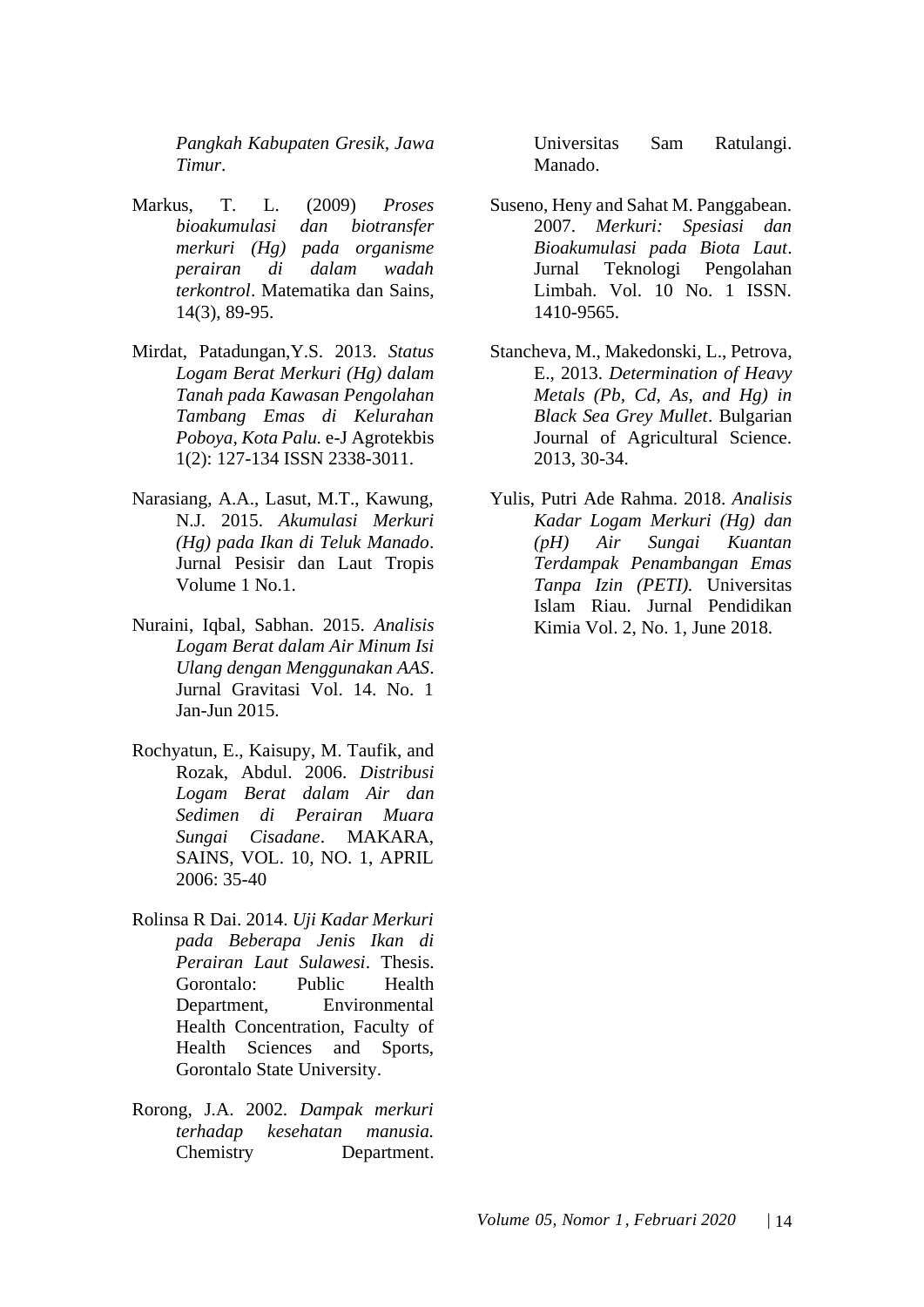*Pangkah Kabupaten Gresik, Jawa Timur*.

Markus, T. L. (2009) *Proses bioakumulasi dan biotransfer merkuri (Hg) pada organisme perairan di dalam wadah terkontrol*. Matematika dan Sains, 14(3), 89-95.

Mirdat, Patadungan,Y.S. 2013. *Status Logam Berat Merkuri (Hg) dalam Tanah pada Kawasan Pengolahan Tambang Emas di Kelurahan Poboya, Kota Palu.* e-J Agrotekbis 1(2): 127-134 ISSN 2338-3011.

Narasiang, A.A., Lasut, M.T., Kawung, N.J. 2015. *Akumulasi Merkuri (Hg) pada Ikan di Teluk Manado*. Jurnal Pesisir dan Laut Tropis Volume 1 No.1.

Nuraini, Iqbal, Sabhan. 2015. *Analisis Logam Berat dalam Air Minum Isi Ulang dengan Menggunakan AAS*. Jurnal Gravitasi Vol. 14. No. 1 Jan-Jun 2015.

Rochyatun, E., Kaisupy, M. Taufik, and Rozak, Abdul. 2006. *Distribusi Logam Berat dalam Air dan Sedimen di Perairan Muara Sungai Cisadane*. MAKARA, SAINS, VOL. 10, NO. 1, APRIL 2006: 35-40

Rolinsa R Dai. 2014. *Uji Kadar Merkuri pada Beberapa Jenis Ikan di Perairan Laut Sulawesi*. Thesis. Gorontalo: Public Health Department, Environmental Health Concentration, Faculty of Health Sciences and Sports, Gorontalo State University.

Rorong, J.A. 2002. *Dampak merkuri terhadap kesehatan manusia.* Chemistry Department. Universitas Sam Ratulangi. Manado.

Suseno, Heny and Sahat M. Panggabean. 2007. *Merkuri: Spesiasi dan Bioakumulasi pada Biota Laut*. Jurnal Teknologi Pengolahan Limbah. Vol. 10 No. 1 ISSN. 1410-9565.

Stancheva, M., Makedonski, L., Petrova, E., 2013. *Determination of Heavy Metals (Pb, Cd, As, and Hg) in Black Sea Grey Mullet*. Bulgarian Journal of Agricultural Science. 2013, 30-34.

Yulis, Putri Ade Rahma. 2018. *Analisis Kadar Logam Merkuri (Hg) dan (pH) Air Sungai Kuantan Terdampak Penambangan Emas Tanpa Izin (PETI).* Universitas Islam Riau. Jurnal Pendidikan Kimia Vol. 2, No. 1, June 2018.